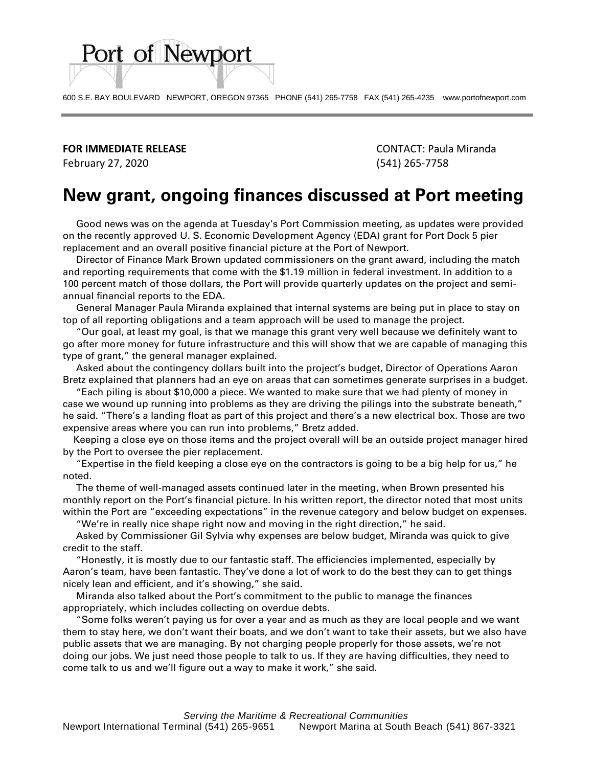Port of Newport

600 S.E. BAY BOULEVARD NEWPORT, OREGON 97365 PHONE (541) 265-7758 FAX (541) 265-4235 www.portofnewport.com

**FOR IMMEDIATE RELEASE**
February 27, 2020

CONTACT: Paula Miranda
(541) 265-7758

# New grant, ongoing finances discussed at Port meeting

Good news was on the agenda at Tuesday's Port Commission meeting, as updates were provided on the recently approved U. S. Economic Development Agency (EDA) grant for Port Dock 5 pier replacement and an overall positive financial picture at the Port of Newport.

Director of Finance Mark Brown updated commissioners on the grant award, including the match and reporting requirements that come with the $1.19 million in federal investment. In addition to a 100 percent match of those dollars, the Port will provide quarterly updates on the project and semi-annual financial reports to the EDA.

General Manager Paula Miranda explained that internal systems are being put in place to stay on top of all reporting obligations and a team approach will be used to manage the project.

"Our goal, at least my goal, is that we manage this grant very well because we definitely want to go after more money for future infrastructure and this will show that we are capable of managing this type of grant," the general manager explained.

Asked about the contingency dollars built into the project's budget, Director of Operations Aaron Bretz explained that planners had an eye on areas that can sometimes generate surprises in a budget.

"Each piling is about $10,000 a piece. We wanted to make sure that we had plenty of money in case we wound up running into problems as they are driving the pilings into the substrate beneath," he said. "There's a landing float as part of this project and there's a new electrical box. Those are two expensive areas where you can run into problems," Bretz added.

Keeping a close eye on those items and the project overall will be an outside project manager hired by the Port to oversee the pier replacement.

"Expertise in the field keeping a close eye on the contractors is going to be a big help for us," he noted.

The theme of well-managed assets continued later in the meeting, when Brown presented his monthly report on the Port's financial picture. In his written report, the director noted that most units within the Port are "exceeding expectations" in the revenue category and below budget on expenses.

"We're in really nice shape right now and moving in the right direction," he said.

Asked by Commissioner Gil Sylvia why expenses are below budget, Miranda was quick to give credit to the staff.

"Honestly, it is mostly due to our fantastic staff. The efficiencies implemented, especially by Aaron's team, have been fantastic. They've done a lot of work to do the best they can to get things nicely lean and efficient, and it's showing," she said.

Miranda also talked about the Port's commitment to the public to manage the finances appropriately, which includes collecting on overdue debts.

"Some folks weren't paying us for over a year and as much as they are local people and we want them to stay here, we don't want their boats, and we don't want to take their assets, but we also have public assets that we are managing. By not charging people properly for those assets, we're not doing our jobs. We just need those people to talk to us. If they are having difficulties, they need to come talk to us and we'll figure out a way to make it work," she said.

*Serving the Maritime & Recreational Communities*
Newport International Terminal (541) 265-9651 Newport Marina at South Beach (541) 867-3321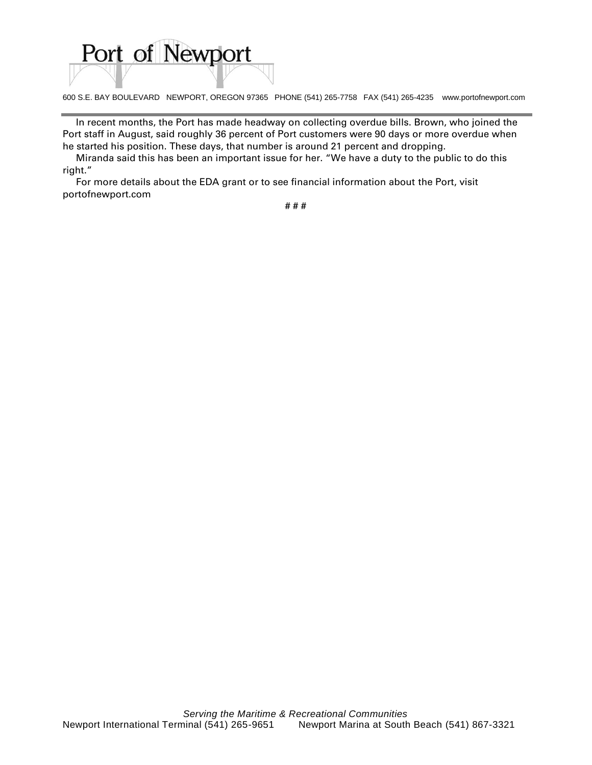In recent months, the Port has made headway on collecting overdue bills. Brown, who joined the Port staff in August, said roughly 36 percent of Port customers were 90 days or more overdue when he started his position. These days, that number is around 21 percent and dropping.

Miranda said this has been an important issue for her. "We have a duty to the public to do this right."

For more details about the EDA grant or to see financial information about the Port, visit portofnewport.com

# # #